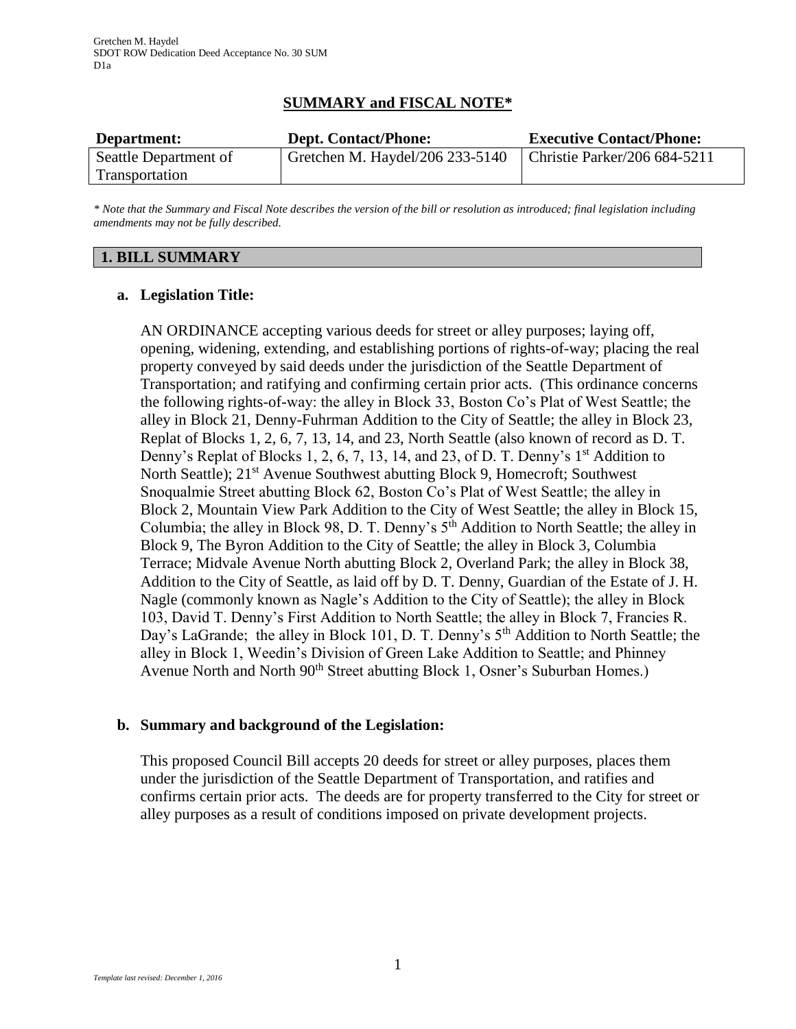Gretchen M. Haydel
SDOT ROW Dedication Deed Acceptance No. 30 SUM
D1a

## SUMMARY and FISCAL NOTE*

| Department: | Dept. Contact/Phone: | Executive Contact/Phone: |
|---|---|---|
| Seattle Department of Transportation | Gretchen M. Haydel/206 233-5140 | Christie Parker/206 684-5211 |

*\* Note that the Summary and Fiscal Note describes the version of the bill or resolution as introduced; final legislation including amendments may not be fully described.*

### 1. BILL SUMMARY

**a. Legislation Title:**

AN ORDINANCE accepting various deeds for street or alley purposes; laying off, opening, widening, extending, and establishing portions of rights-of-way; placing the real property conveyed by said deeds under the jurisdiction of the Seattle Department of Transportation; and ratifying and confirming certain prior acts. (This ordinance concerns the following rights-of-way: the alley in Block 33, Boston Co's Plat of West Seattle; the alley in Block 21, Denny-Fuhrman Addition to the City of Seattle; the alley in Block 23, Replat of Blocks 1, 2, 6, 7, 13, 14, and 23, North Seattle (also known of record as D. T. Denny's Replat of Blocks 1, 2, 6, 7, 13, 14, and 23, of D. T. Denny's 1st Addition to North Seattle); 21st Avenue Southwest abutting Block 9, Homecroft; Southwest Snoqualmie Street abutting Block 62, Boston Co's Plat of West Seattle; the alley in Block 2, Mountain View Park Addition to the City of West Seattle; the alley in Block 15, Columbia; the alley in Block 98, D. T. Denny's 5th Addition to North Seattle; the alley in Block 9, The Byron Addition to the City of Seattle; the alley in Block 3, Columbia Terrace; Midvale Avenue North abutting Block 2, Overland Park; the alley in Block 38, Addition to the City of Seattle, as laid off by D. T. Denny, Guardian of the Estate of J. H. Nagle (commonly known as Nagle's Addition to the City of Seattle); the alley in Block 103, David T. Denny's First Addition to North Seattle; the alley in Block 7, Francies R. Day's LaGrande; the alley in Block 101, D. T. Denny's 5th Addition to North Seattle; the alley in Block 1, Weedin's Division of Green Lake Addition to Seattle; and Phinney Avenue North and North 90th Street abutting Block 1, Osner's Suburban Homes.)

**b. Summary and background of the Legislation:**

This proposed Council Bill accepts 20 deeds for street or alley purposes, places them under the jurisdiction of the Seattle Department of Transportation, and ratifies and confirms certain prior acts. The deeds are for property transferred to the City for street or alley purposes as a result of conditions imposed on private development projects.

*Template last revised: December 1, 2016*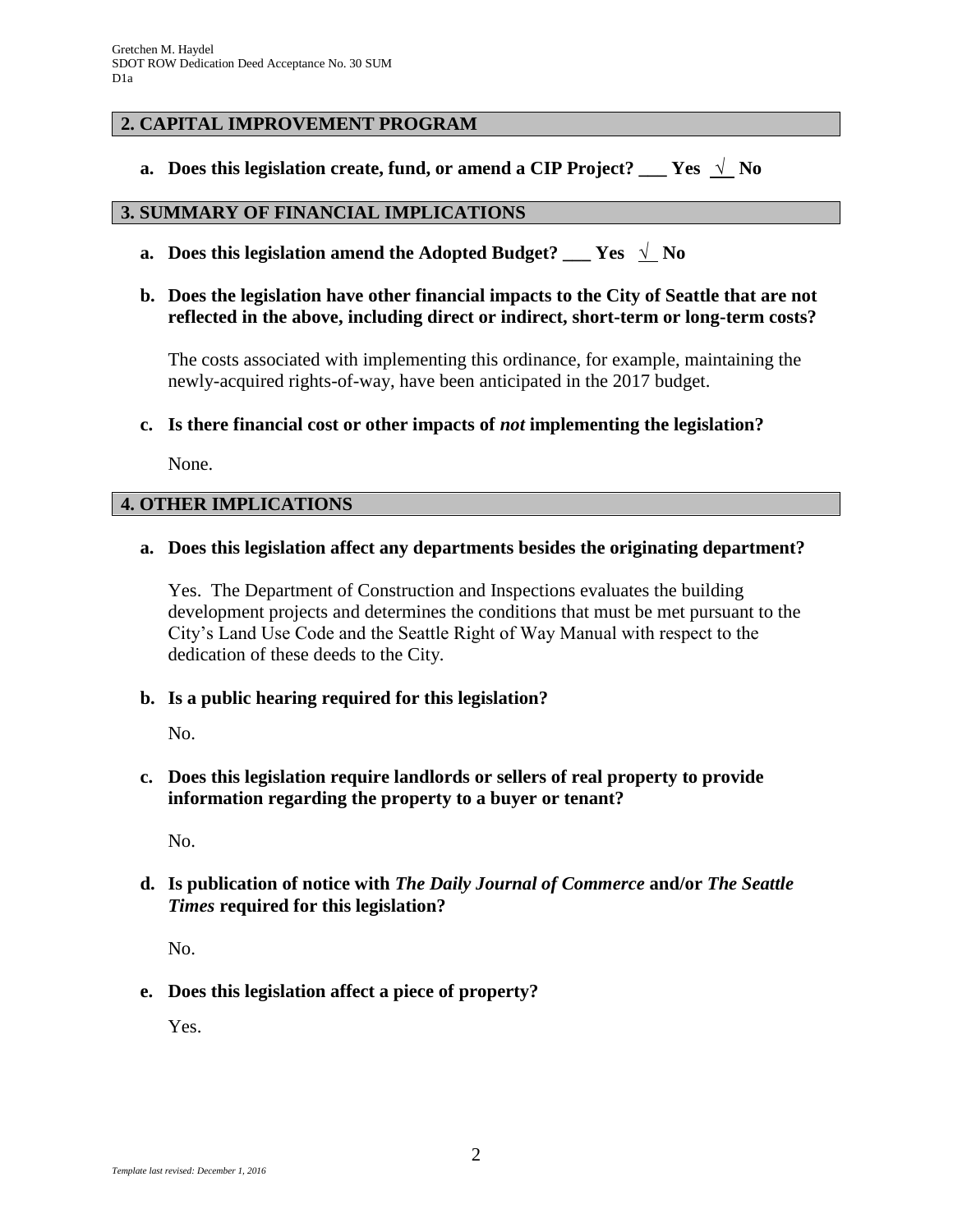## 2. CAPITAL IMPROVEMENT PROGRAM

**a. Does this legislation create, fund, or amend a CIP Project? \_\_\_ Yes √ No**

## 3. SUMMARY OF FINANCIAL IMPLICATIONS

**a. Does this legislation amend the Adopted Budget? \_\_\_ Yes √ No**

**b. Does the legislation have other financial impacts to the City of Seattle that are not reflected in the above, including direct or indirect, short-term or long-term costs?**

The costs associated with implementing this ordinance, for example, maintaining the newly-acquired rights-of-way, have been anticipated in the 2017 budget.

**c. Is there financial cost or other impacts of *not* implementing the legislation?**

None.

## 4. OTHER IMPLICATIONS

**a. Does this legislation affect any departments besides the originating department?**

Yes. The Department of Construction and Inspections evaluates the building development projects and determines the conditions that must be met pursuant to the City's Land Use Code and the Seattle Right of Way Manual with respect to the dedication of these deeds to the City.

**b. Is a public hearing required for this legislation?**

No.

**c. Does this legislation require landlords or sellers of real property to provide information regarding the property to a buyer or tenant?**

No.

**d. Is publication of notice with *The Daily Journal of Commerce* and/or *The Seattle Times* required for this legislation?**

No.

**e. Does this legislation affect a piece of property?**

Yes.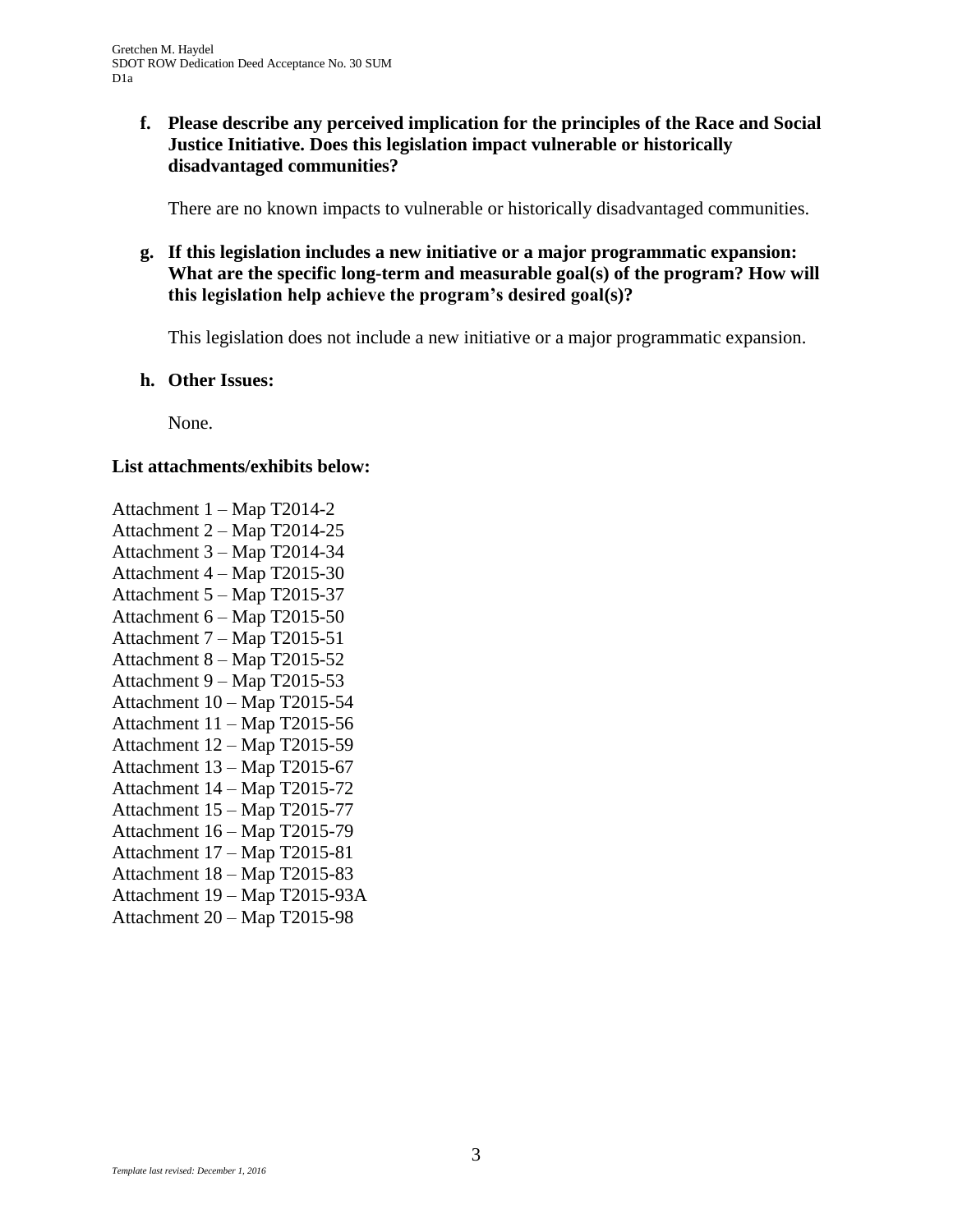**f. Please describe any perceived implication for the principles of the Race and Social Justice Initiative. Does this legislation impact vulnerable or historically disadvantaged communities?**

There are no known impacts to vulnerable or historically disadvantaged communities.

**g. If this legislation includes a new initiative or a major programmatic expansion: What are the specific long-term and measurable goal(s) of the program? How will this legislation help achieve the program's desired goal(s)?**

This legislation does not include a new initiative or a major programmatic expansion.

**h. Other Issues:**

None.

**List attachments/exhibits below:**

Attachment 1 – Map T2014-2
Attachment 2 – Map T2014-25
Attachment 3 – Map T2014-34
Attachment 4 – Map T2015-30
Attachment 5 – Map T2015-37
Attachment 6 – Map T2015-50
Attachment 7 – Map T2015-51
Attachment 8 – Map T2015-52
Attachment 9 – Map T2015-53
Attachment 10 – Map T2015-54
Attachment 11 – Map T2015-56
Attachment 12 – Map T2015-59
Attachment 13 – Map T2015-67
Attachment 14 – Map T2015-72
Attachment 15 – Map T2015-77
Attachment 16 – Map T2015-79
Attachment 17 – Map T2015-81
Attachment 18 – Map T2015-83
Attachment 19 – Map T2015-93A
Attachment 20 – Map T2015-98